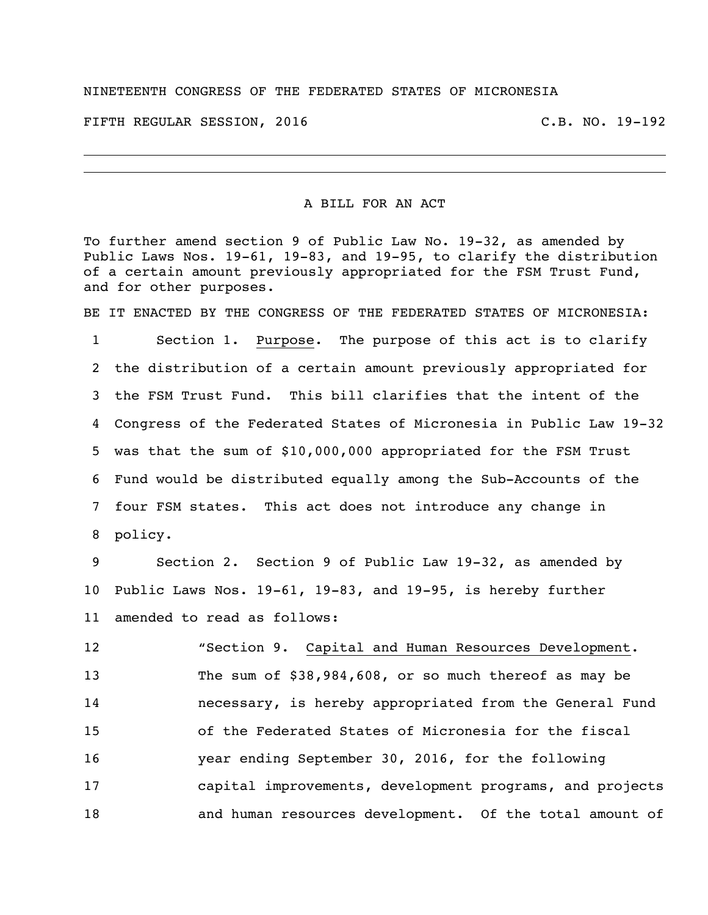NINETEENTH CONGRESS OF THE FEDERATED STATES OF MICRONESIA

FIFTH REGULAR SESSION, 2016 C.B. NO. 19-192

---

A BILL FOR AN ACT

To further amend section 9 of Public Law No. 19-32, as amended by Public Laws Nos. 19-61, 19-83, and 19-95, to clarify the distribution of a certain amount previously appropriated for the FSM Trust Fund, and for other purposes.

BE IT ENACTED BY THE CONGRESS OF THE FEDERATED STATES OF MICRONESIA:

1 Section 1. Purpose. The purpose of this act is to clarify
2 the distribution of a certain amount previously appropriated for
3 the FSM Trust Fund. This bill clarifies that the intent of the
4 Congress of the Federated States of Micronesia in Public Law 19-32
5 was that the sum of $10,000,000 appropriated for the FSM Trust
6 Fund would be distributed equally among the Sub-Accounts of the
7 four FSM states. This act does not introduce any change in
8 policy.

9 Section 2. Section 9 of Public Law 19-32, as amended by
10 Public Laws Nos. 19-61, 19-83, and 19-95, is hereby further
11 amended to read as follows:

12 "Section 9. Capital and Human Resources Development.
13 The sum of $38,984,608, or so much thereof as may be
14 necessary, is hereby appropriated from the General Fund
15 of the Federated States of Micronesia for the fiscal
16 year ending September 30, 2016, for the following
17 capital improvements, development programs, and projects
18 and human resources development. Of the total amount of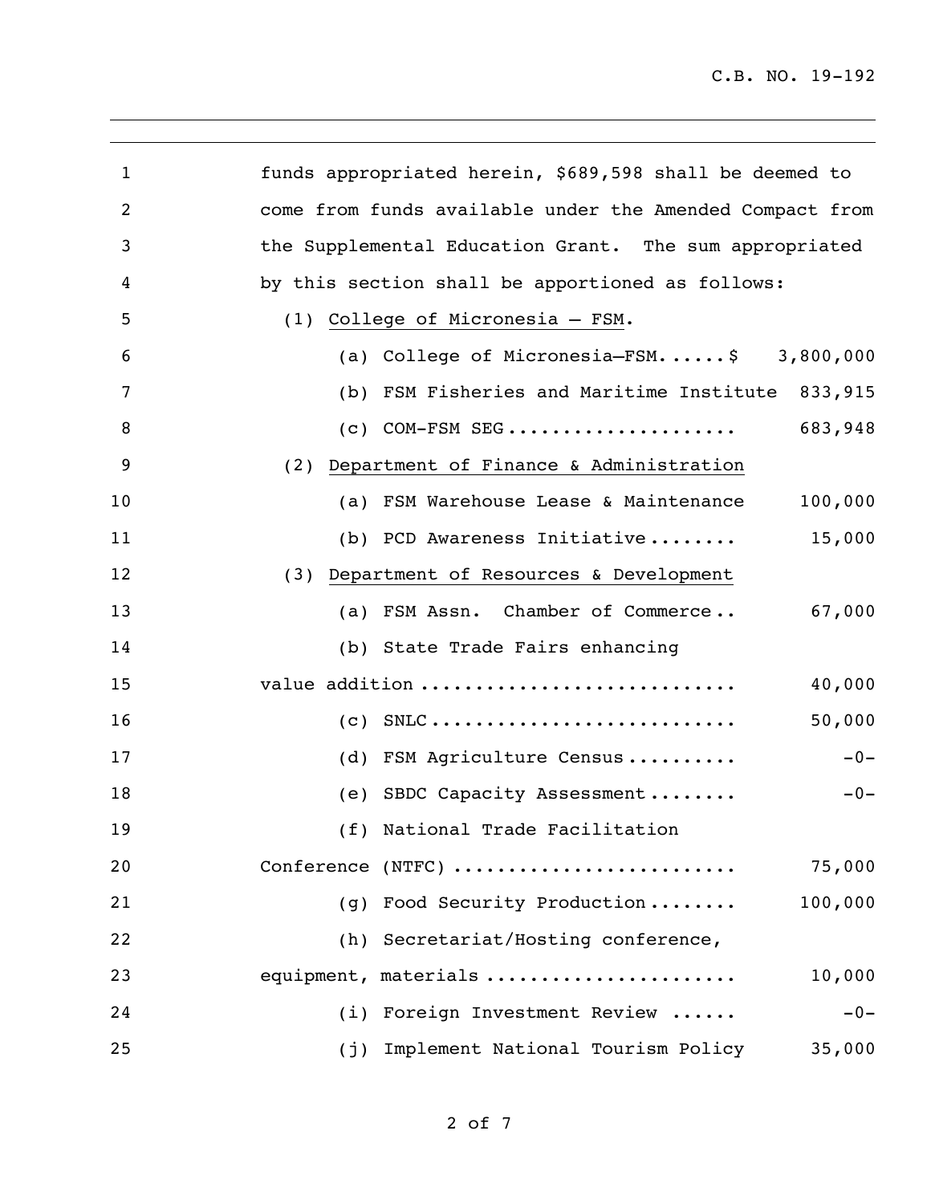funds appropriated herein, $689,598 shall be deemed to come from funds available under the Amended Compact from the Supplemental Education Grant. The sum appropriated by this section shall be apportioned as follows:

(1) College of Micronesia – FSM.

| | |
|---|---|
| (a) College of Micronesia–FSM......$ | 3,800,000 |
| (b) FSM Fisheries and Maritime Institute | 833,915 |
| (c) COM-FSM SEG.................... | 683,948 |

(2) Department of Finance & Administration

| | |
|---|---|
| (a) FSM Warehouse Lease & Maintenance | 100,000 |
| (b) PCD Awareness Initiative........ | 15,000 |

(3) Department of Resources & Development

| | |
|---|---|
| (a) FSM Assn. Chamber of Commerce.. | 67,000 |
| (b) State Trade Fairs enhancing value addition ............................ | 40,000 |
| (c) SNLC........................... | 50,000 |
| (d) FSM Agriculture Census.......... | -0- |
| (e) SBDC Capacity Assessment........ | -0- |
| (f) National Trade Facilitation Conference (NTFC) ......................... | 75,000 |
| (g) Food Security Production........ | 100,000 |
| (h) Secretariat/Hosting conference, equipment, materials ...................... | 10,000 |
| (i) Foreign Investment Review ...... | -0- |
| (j) Implement National Tourism Policy | 35,000 |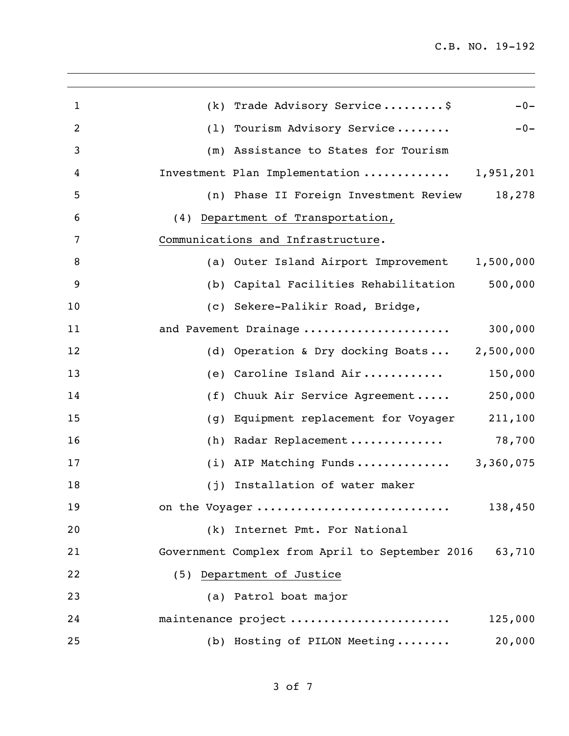(k) Trade Advisory Service.........$ -0-

(l) Tourism Advisory Service........ -0-

(m) Assistance to States for Tourism Investment Plan Implementation............ 1,951,201

(n) Phase II Foreign Investment Review 18,278

(4) Department of Transportation, Communications and Infrastructure.

(a) Outer Island Airport Improvement 1,500,000

(b) Capital Facilities Rehabilitation 500,000

(c) Sekere-Palikir Road, Bridge, and Pavement Drainage..................... 300,000

(d) Operation & Dry docking Boats... 2,500,000

(e) Caroline Island Air........... 150,000

(f) Chuuk Air Service Agreement..... 250,000

(g) Equipment replacement for Voyager 211,100

(h) Radar Replacement............. 78,700

(i) AIP Matching Funds............. 3,360,075

(j) Installation of water maker on the Voyager........................... 138,450

(k) Internet Pmt. For National Government Complex from April to September 2016 63,710

(5) Department of Justice

(a) Patrol boat major maintenance project...................... 125,000

(b) Hosting of PILON Meeting........ 20,000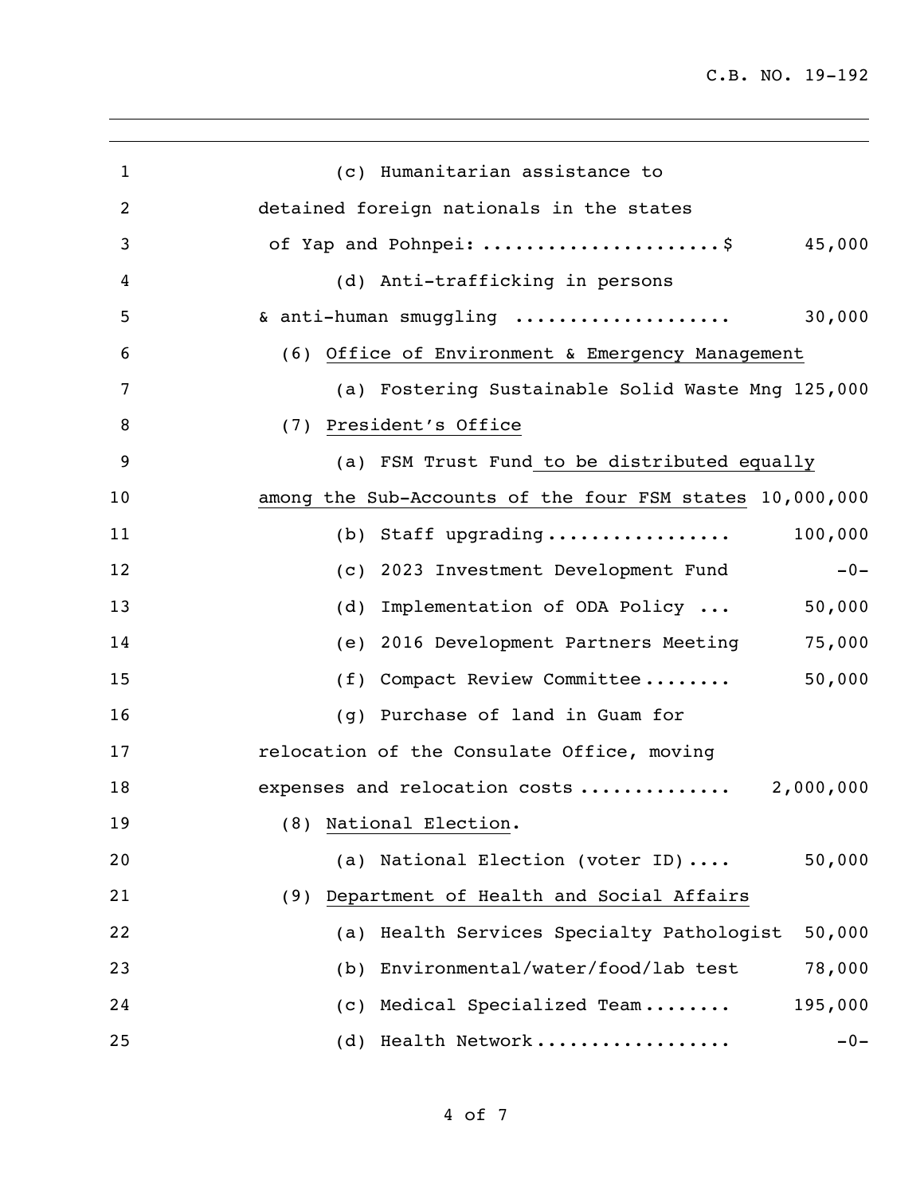(c) Humanitarian assistance to detained foreign nationals in the states of Yap and Pohnpei: ......................$ 45,000

(d) Anti-trafficking in persons & anti-human smuggling .................... 30,000

(6) Office of Environment & Emergency Management

(a) Fostering Sustainable Solid Waste Mng 125,000

(7) President's Office

(a) FSM Trust Fund to be distributed equally among the Sub-Accounts of the four FSM states 10,000,000

(b) Staff upgrading................. 100,000

(c) 2023 Investment Development Fund -0-

(d) Implementation of ODA Policy ... 50,000

(e) 2016 Development Partners Meeting 75,000

(f) Compact Review Committee........ 50,000

(g) Purchase of land in Guam for relocation of the Consulate Office, moving expenses and relocation costs.............. 2,000,000

(8) National Election.

(a) National Election (voter ID).... 50,000

(9) Department of Health and Social Affairs

(a) Health Services Specialty Pathologist 50,000

(b) Environmental/water/food/lab test 78,000

(c) Medical Specialized Team........ 195,000

(d) Health Network.................. -0-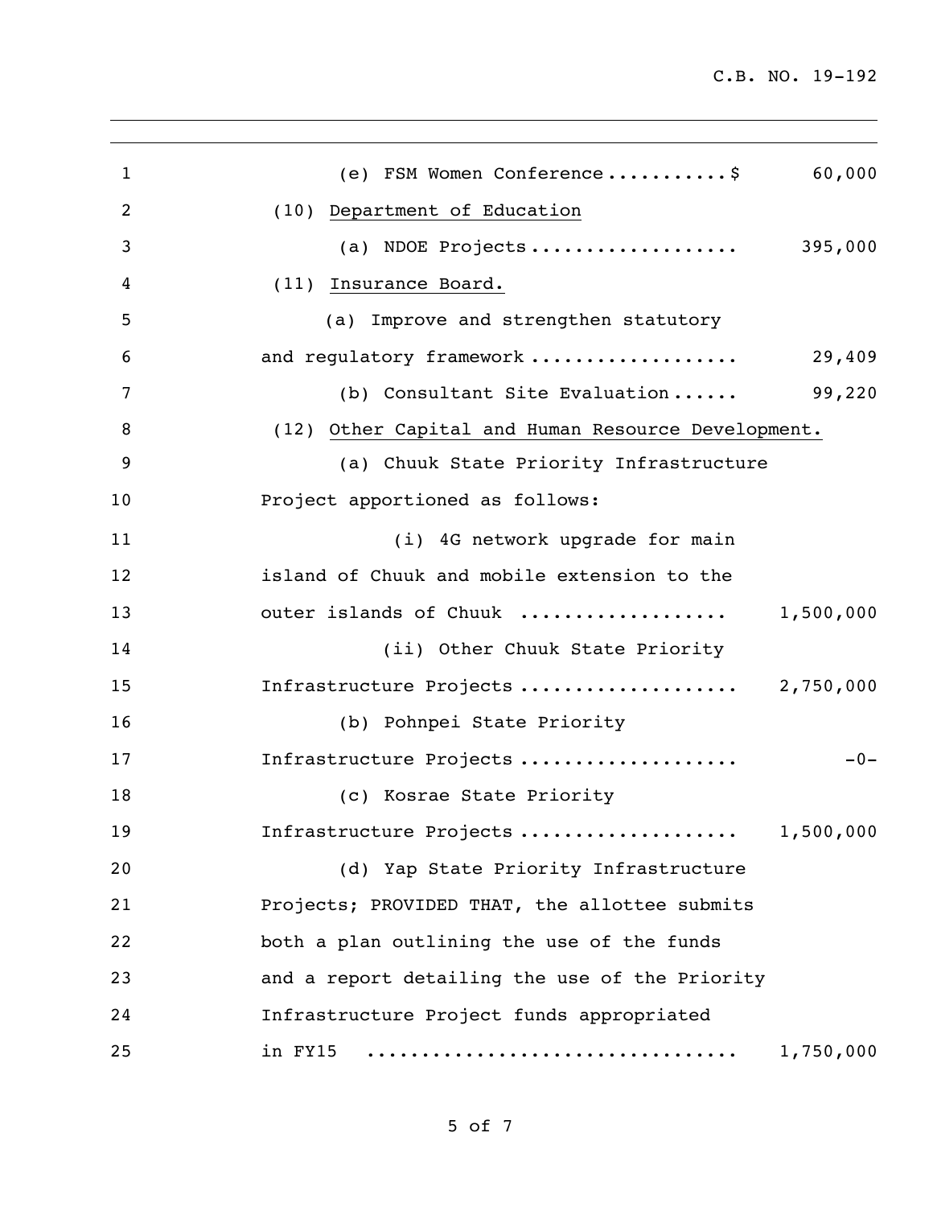(e) FSM Women Conference ........... $ 60,000

(10) Department of Education

(a) NDOE Projects .................. 395,000

(11) Insurance Board.

(a) Improve and strengthen statutory and regulatory framework .................. 29,409

(b) Consultant Site Evaluation ...... 99,220

(12) Other Capital and Human Resource Development.

(a) Chuuk State Priority Infrastructure Project apportioned as follows:

(i) 4G network upgrade for main island of Chuuk and mobile extension to the outer islands of Chuuk .................. 1,500,000

(ii) Other Chuuk State Priority Infrastructure Projects ................... 2,750,000

(b) Pohnpei State Priority Infrastructure Projects ................... -0-

(c) Kosrae State Priority Infrastructure Projects ................... 1,500,000

(d) Yap State Priority Infrastructure Projects; PROVIDED THAT, the allottee submits both a plan outlining the use of the funds and a report detailing the use of the Priority Infrastructure Project funds appropriated in FY15 ................................ 1,750,000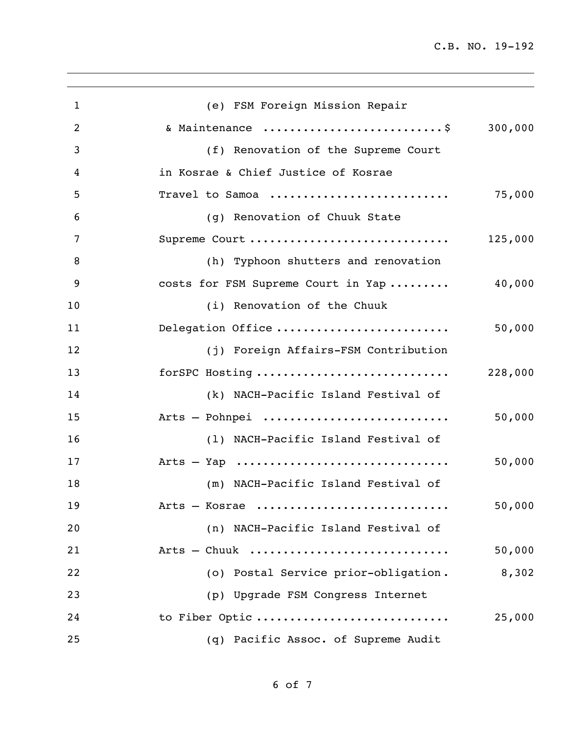| | | |
|---|---|---|
| 1 | (e) FSM Foreign Mission Repair | |
| 2 | & Maintenance ..........................$ | 300,000 |
| 3 | (f) Renovation of the Supreme Court | |
| 4 | in Kosrae & Chief Justice of Kosrae | |
| 5 | Travel to Samoa .......................... | 75,000 |
| 6 | (g) Renovation of Chuuk State | |
| 7 | Supreme Court ............................ | 125,000 |
| 8 | (h) Typhoon shutters and renovation | |
| 9 | costs for FSM Supreme Court in Yap ......... | 40,000 |
| 10 | (i) Renovation of the Chuuk | |
| 11 | Delegation Office ......................... | 50,000 |
| 12 | (j) Foreign Affairs-FSM Contribution | |
| 13 | forSPC Hosting ............................ | 228,000 |
| 14 | (k) NACH-Pacific Island Festival of | |
| 15 | Arts – Pohnpei .......................... | 50,000 |
| 16 | (l) NACH-Pacific Island Festival of | |
| 17 | Arts – Yap .............................. | 50,000 |
| 18 | (m) NACH-Pacific Island Festival of | |
| 19 | Arts – Kosrae ........................... | 50,000 |
| 20 | (n) NACH-Pacific Island Festival of | |
| 21 | Arts – Chuuk ............................ | 50,000 |
| 22 | (o) Postal Service prior-obligation. | 8,302 |
| 23 | (p) Upgrade FSM Congress Internet | |
| 24 | to Fiber Optic ........................... | 25,000 |
| 25 | (q) Pacific Assoc. of Supreme Audit | |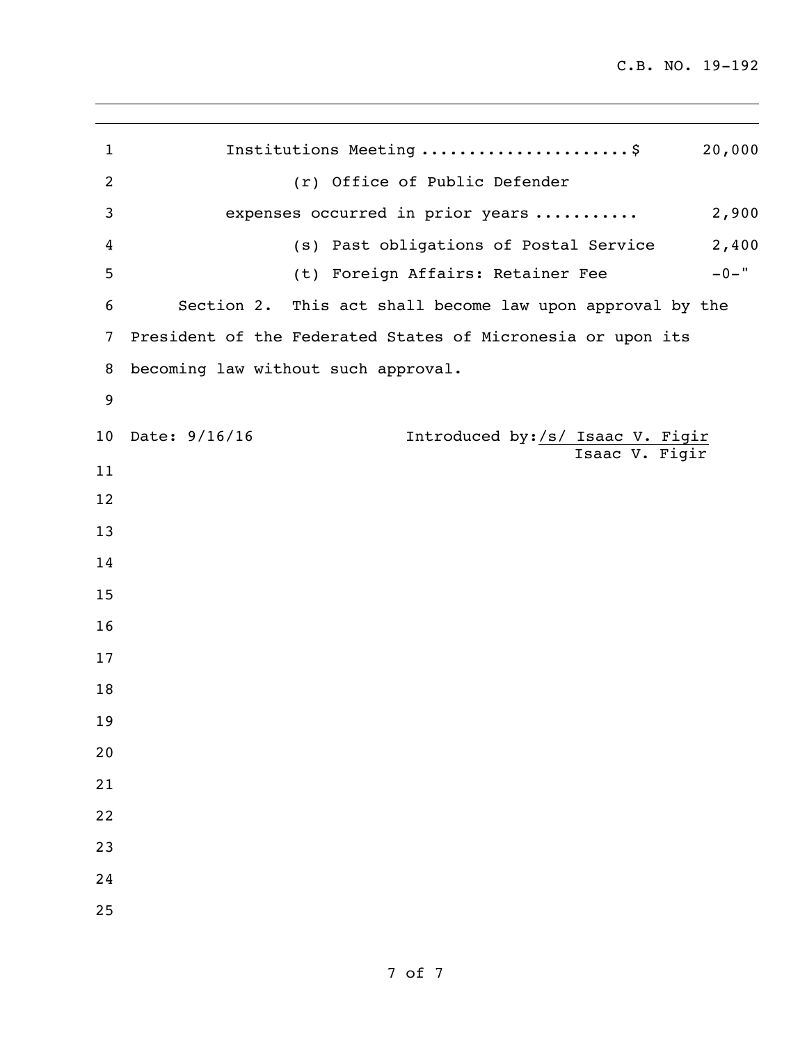Institutions Meeting .....................$ 20,000

(r) Office of Public Defender expenses occurred in prior years ........... 2,900

(s) Past obligations of Postal Service 2,400

(t) Foreign Affairs: Retainer Fee -0-"

Section 2. This act shall become law upon approval by the President of the Federated States of Micronesia or upon its becoming law without such approval.

Date: 9/16/16

Introduced by: /s/ Isaac V. Figir
Isaac V. Figir